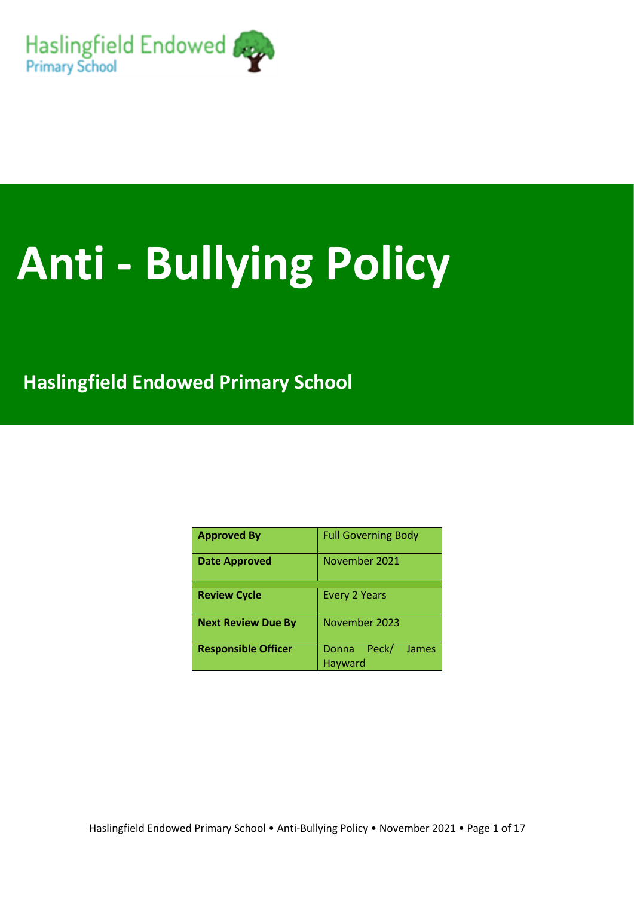Haslingfield Endowed
Primary School

# Anti - Bullying Policy

## Haslingfield Endowed Primary School

| Approved By | Full Governing Body |
|---|---|
| Date Approved | November 2021 |
| Review Cycle | Every 2 Years |
| Next Review Due By | November 2023 |
| Responsible Officer | Donna Peck/ James Hayward |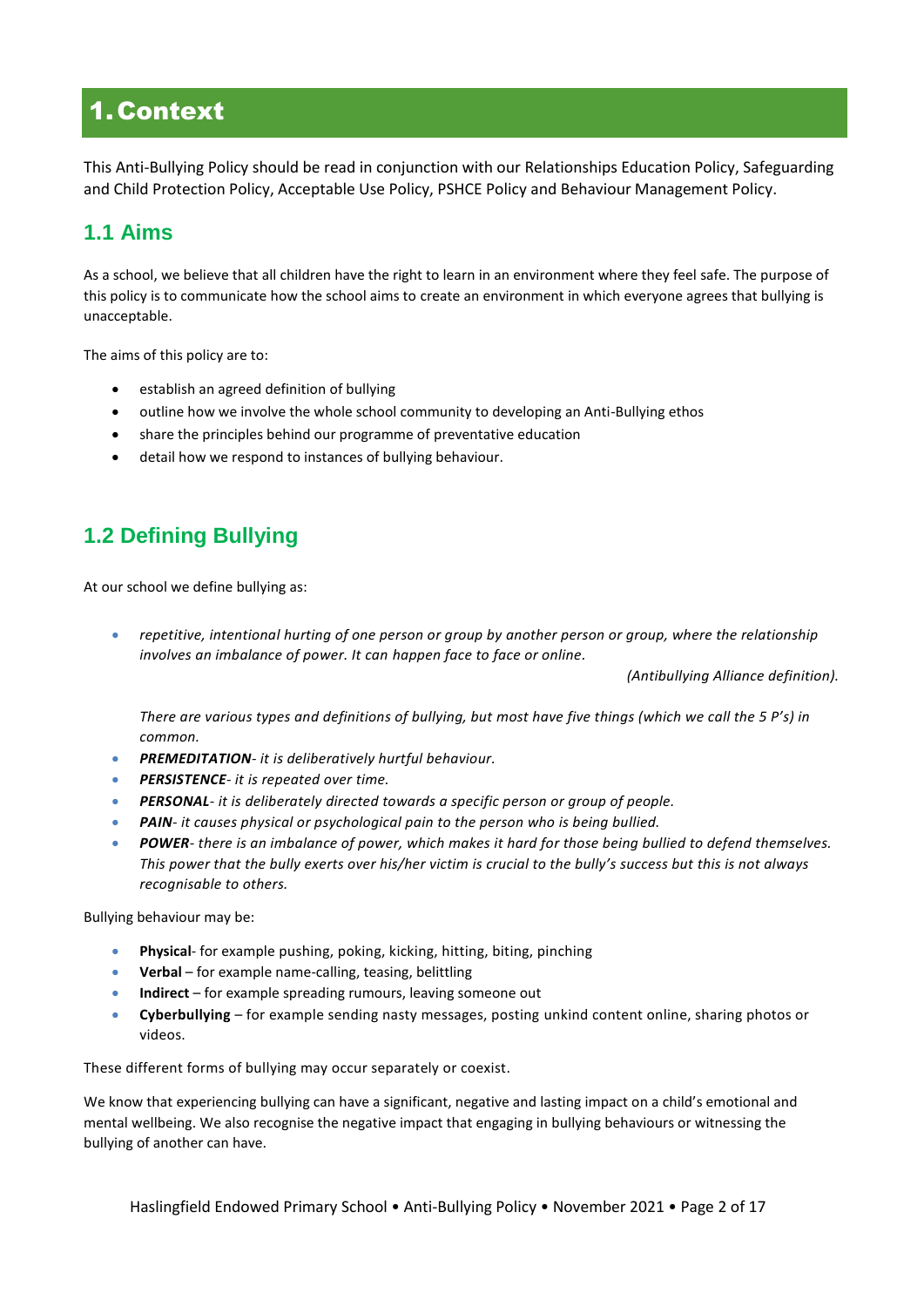# 1. Context

This Anti-Bullying Policy should be read in conjunction with our Relationships Education Policy, Safeguarding and Child Protection Policy, Acceptable Use Policy, PSHCE Policy and Behaviour Management Policy.

## 1.1 Aims

As a school, we believe that all children have the right to learn in an environment where they feel safe. The purpose of this policy is to communicate how the school aims to create an environment in which everyone agrees that bullying is unacceptable.

The aims of this policy are to:

- establish an agreed definition of bullying
- outline how we involve the whole school community to developing an Anti-Bullying ethos
- share the principles behind our programme of preventative education
- detail how we respond to instances of bullying behaviour.

## 1.2 Defining Bullying

At our school we define bullying as:

- *repetitive, intentional hurting of one person or group by another person or group, where the relationship involves an imbalance of power. It can happen face to face or online.*

*(Antibullying Alliance definition).*

*There are various types and definitions of bullying, but most have five things (which we call the 5 P's) in common.*

- ***PREMEDITATION**- it is deliberatively hurtful behaviour.*
- ***PERSISTENCE**- it is repeated over time.*
- ***PERSONAL**- it is deliberately directed towards a specific person or group of people.*
- ***PAIN**- it causes physical or psychological pain to the person who is being bullied.*
- ***POWER**- there is an imbalance of power, which makes it hard for those being bullied to defend themselves. This power that the bully exerts over his/her victim is crucial to the bully's success but this is not always recognisable to others.*

Bullying behaviour may be:

- **Physical**- for example pushing, poking, kicking, hitting, biting, pinching
- **Verbal** – for example name-calling, teasing, belittling
- **Indirect** – for example spreading rumours, leaving someone out
- **Cyberbullying** – for example sending nasty messages, posting unkind content online, sharing photos or videos.

These different forms of bullying may occur separately or coexist.

We know that experiencing bullying can have a significant, negative and lasting impact on a child's emotional and mental wellbeing. We also recognise the negative impact that engaging in bullying behaviours or witnessing the bullying of another can have.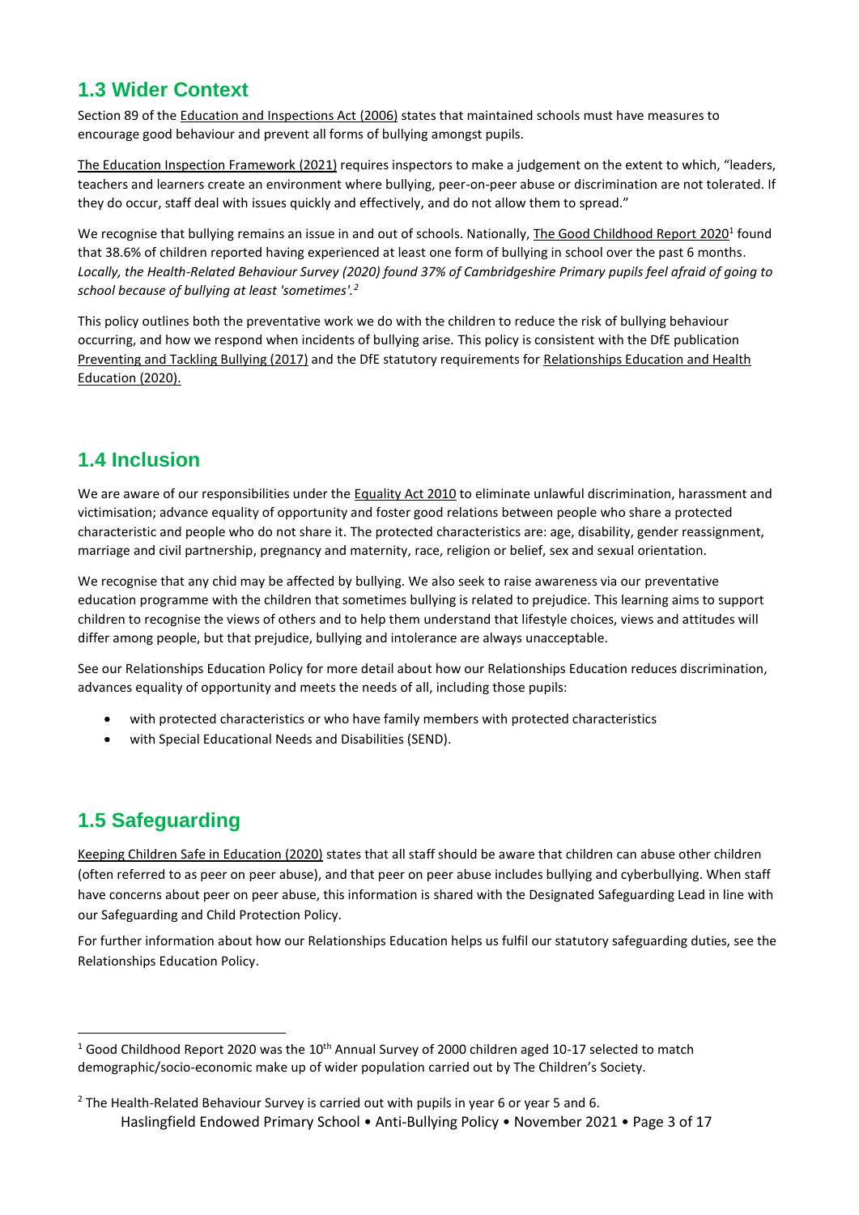## 1.3 Wider Context

Section 89 of the Education and Inspections Act (2006) states that maintained schools must have measures to encourage good behaviour and prevent all forms of bullying amongst pupils.

The Education Inspection Framework (2021) requires inspectors to make a judgement on the extent to which, "leaders, teachers and learners create an environment where bullying, peer-on-peer abuse or discrimination are not tolerated. If they do occur, staff deal with issues quickly and effectively, and do not allow them to spread."

We recognise that bullying remains an issue in and out of schools. Nationally, The Good Childhood Report 2020[1] found that 38.6% of children reported having experienced at least one form of bullying in school over the past 6 months. *Locally, the Health-Related Behaviour Survey (2020) found 37% of Cambridgeshire Primary pupils feel afraid of going to school because of bullying at least 'sometimes'.*[2]

This policy outlines both the preventative work we do with the children to reduce the risk of bullying behaviour occurring, and how we respond when incidents of bullying arise. This policy is consistent with the DfE publication Preventing and Tackling Bullying (2017) and the DfE statutory requirements for Relationships Education and Health Education (2020).

## 1.4 Inclusion

We are aware of our responsibilities under the Equality Act 2010 to eliminate unlawful discrimination, harassment and victimisation; advance equality of opportunity and foster good relations between people who share a protected characteristic and people who do not share it. The protected characteristics are: age, disability, gender reassignment, marriage and civil partnership, pregnancy and maternity, race, religion or belief, sex and sexual orientation.

We recognise that any chid may be affected by bullying. We also seek to raise awareness via our preventative education programme with the children that sometimes bullying is related to prejudice. This learning aims to support children to recognise the views of others and to help them understand that lifestyle choices, views and attitudes will differ among people, but that prejudice, bullying and intolerance are always unacceptable.

See our Relationships Education Policy for more detail about how our Relationships Education reduces discrimination, advances equality of opportunity and meets the needs of all, including those pupils:

- with protected characteristics or who have family members with protected characteristics
- with Special Educational Needs and Disabilities (SEND).

## 1.5 Safeguarding

Keeping Children Safe in Education (2020) states that all staff should be aware that children can abuse other children (often referred to as peer on peer abuse), and that peer on peer abuse includes bullying and cyberbullying. When staff have concerns about peer on peer abuse, this information is shared with the Designated Safeguarding Lead in line with our Safeguarding and Child Protection Policy.

For further information about how our Relationships Education helps us fulfil our statutory safeguarding duties, see the Relationships Education Policy.

---

[1] Good Childhood Report 2020 was the 10th Annual Survey of 2000 children aged 10-17 selected to match demographic/socio-economic make up of wider population carried out by The Children's Society.

[2] The Health-Related Behaviour Survey is carried out with pupils in year 6 or year 5 and 6.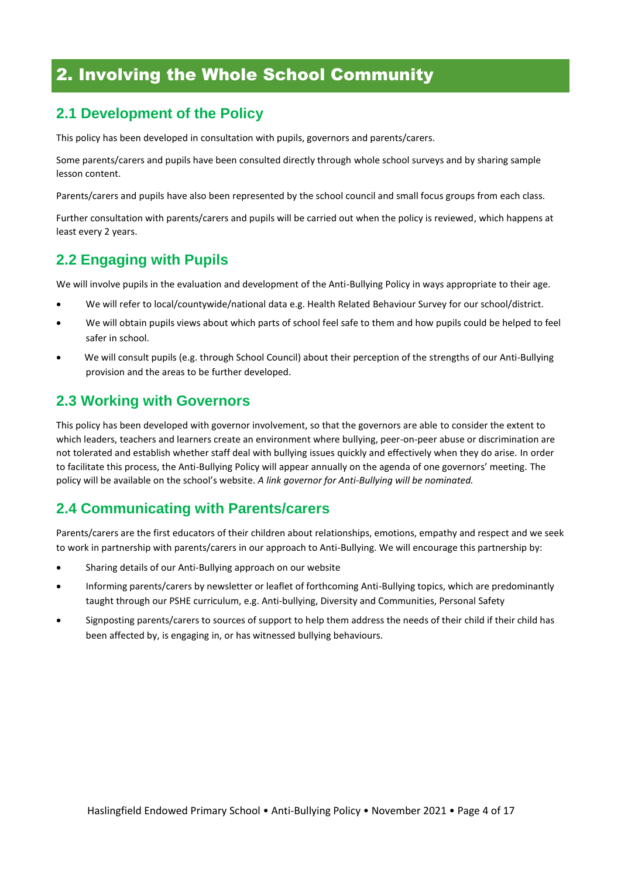# 2. Involving the Whole School Community

## 2.1 Development of the Policy

This policy has been developed in consultation with pupils, governors and parents/carers.

Some parents/carers and pupils have been consulted directly through whole school surveys and by sharing sample lesson content.

Parents/carers and pupils have also been represented by the school council and small focus groups from each class.

Further consultation with parents/carers and pupils will be carried out when the policy is reviewed, which happens at least every 2 years.

## 2.2 Engaging with Pupils

We will involve pupils in the evaluation and development of the Anti-Bullying Policy in ways appropriate to their age.

- We will refer to local/countywide/national data e.g. Health Related Behaviour Survey for our school/district.
- We will obtain pupils views about which parts of school feel safe to them and how pupils could be helped to feel safer in school.
- We will consult pupils (e.g. through School Council) about their perception of the strengths of our Anti-Bullying provision and the areas to be further developed.

## 2.3 Working with Governors

This policy has been developed with governor involvement, so that the governors are able to consider the extent to which leaders, teachers and learners create an environment where bullying, peer-on-peer abuse or discrimination are not tolerated and establish whether staff deal with bullying issues quickly and effectively when they do arise. In order to facilitate this process, the Anti-Bullying Policy will appear annually on the agenda of one governors' meeting. The policy will be available on the school's website. *A link governor for Anti-Bullying will be nominated.*

## 2.4 Communicating with Parents/carers

Parents/carers are the first educators of their children about relationships, emotions, empathy and respect and we seek to work in partnership with parents/carers in our approach to Anti-Bullying. We will encourage this partnership by:

- Sharing details of our Anti-Bullying approach on our website
- Informing parents/carers by newsletter or leaflet of forthcoming Anti-Bullying topics, which are predominantly taught through our PSHE curriculum, e.g. Anti-bullying, Diversity and Communities, Personal Safety
- Signposting parents/carers to sources of support to help them address the needs of their child if their child has been affected by, is engaging in, or has witnessed bullying behaviours.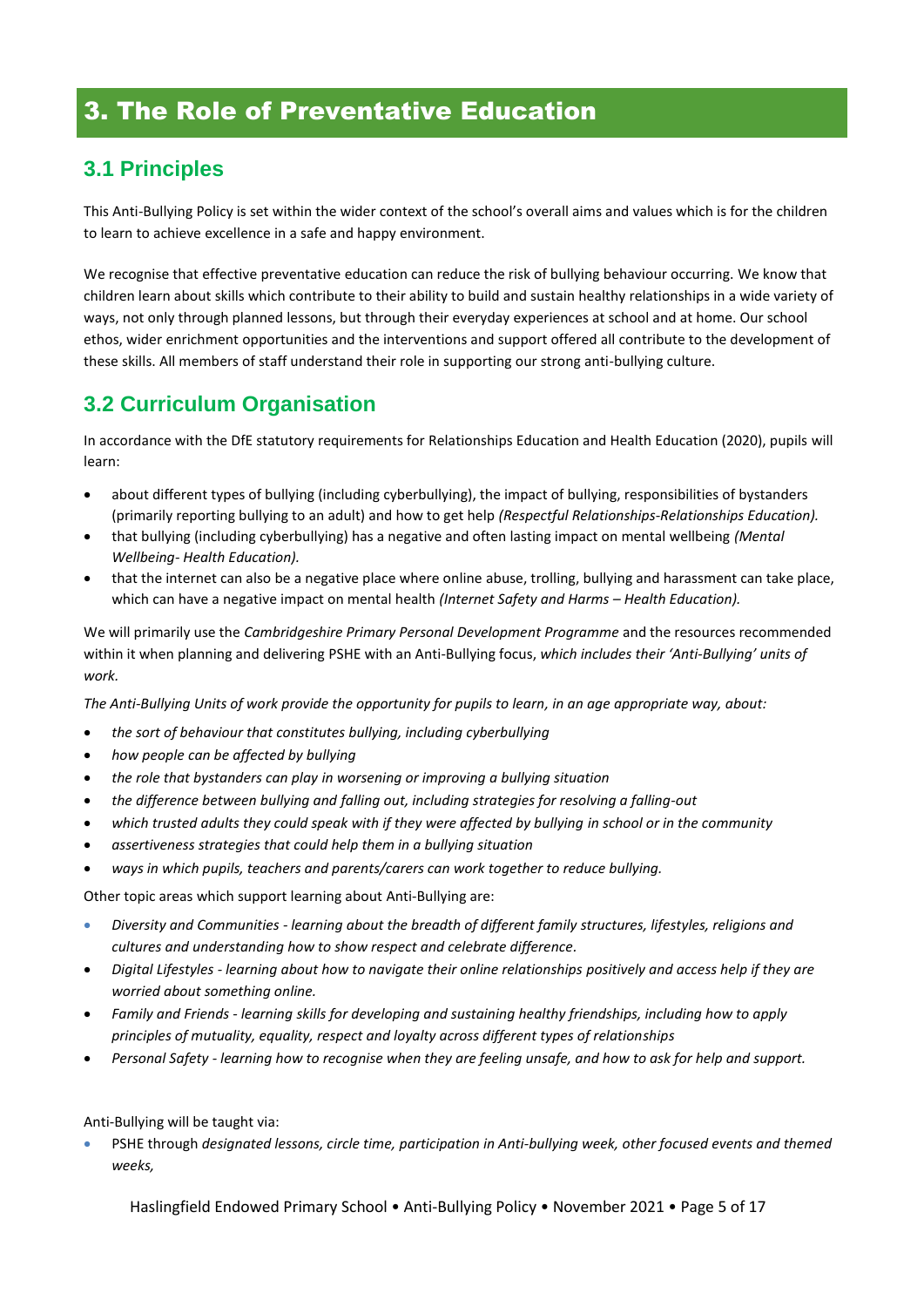# 3. The Role of Preventative Education

## 3.1 Principles

This Anti-Bullying Policy is set within the wider context of the school's overall aims and values which is for the children to learn to achieve excellence in a safe and happy environment.

We recognise that effective preventative education can reduce the risk of bullying behaviour occurring. We know that children learn about skills which contribute to their ability to build and sustain healthy relationships in a wide variety of ways, not only through planned lessons, but through their everyday experiences at school and at home. Our school ethos, wider enrichment opportunities and the interventions and support offered all contribute to the development of these skills. All members of staff understand their role in supporting our strong anti-bullying culture.

## 3.2 Curriculum Organisation

In accordance with the DfE statutory requirements for Relationships Education and Health Education (2020), pupils will learn:

- about different types of bullying (including cyberbullying), the impact of bullying, responsibilities of bystanders (primarily reporting bullying to an adult) and how to get help *(Respectful Relationships-Relationships Education).*
- that bullying (including cyberbullying) has a negative and often lasting impact on mental wellbeing *(Mental Wellbeing- Health Education).*
- that the internet can also be a negative place where online abuse, trolling, bullying and harassment can take place, which can have a negative impact on mental health *(Internet Safety and Harms – Health Education).*

We will primarily use the *Cambridgeshire Primary Personal Development Programme* and the resources recommended within it when planning and delivering PSHE with an Anti-Bullying focus, *which includes their 'Anti-Bullying' units of work.*

*The Anti-Bullying Units of work provide the opportunity for pupils to learn, in an age appropriate way, about:*

- *the sort of behaviour that constitutes bullying, including cyberbullying*
- *how people can be affected by bullying*
- *the role that bystanders can play in worsening or improving a bullying situation*
- *the difference between bullying and falling out, including strategies for resolving a falling-out*
- *which trusted adults they could speak with if they were affected by bullying in school or in the community*
- *assertiveness strategies that could help them in a bullying situation*
- *ways in which pupils, teachers and parents/carers can work together to reduce bullying.*

Other topic areas which support learning about Anti-Bullying are:

- *Diversity and Communities - learning about the breadth of different family structures, lifestyles, religions and cultures and understanding how to show respect and celebrate difference.*
- *Digital Lifestyles - learning about how to navigate their online relationships positively and access help if they are worried about something online.*
- *Family and Friends - learning skills for developing and sustaining healthy friendships, including how to apply principles of mutuality, equality, respect and loyalty across different types of relationships*
- *Personal Safety - learning how to recognise when they are feeling unsafe, and how to ask for help and support.*

Anti-Bullying will be taught via:

- PSHE through *designated lessons, circle time, participation in Anti-bullying week, other focused events and themed weeks,*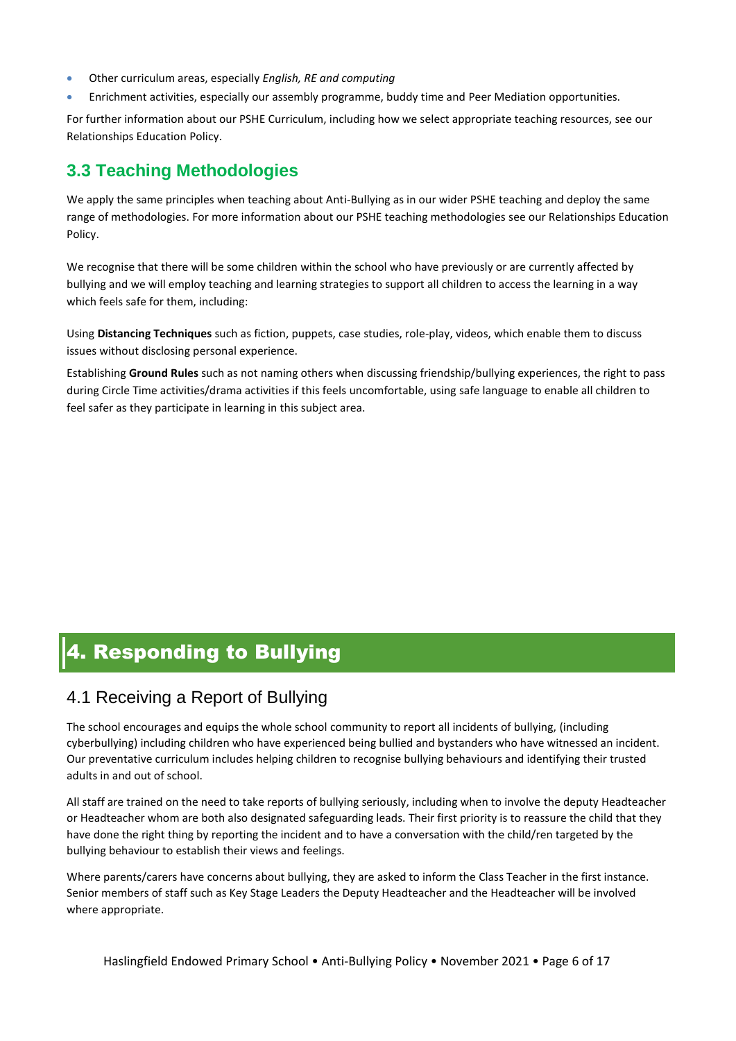- Other curriculum areas, especially *English, RE and computing*
- Enrichment activities, especially our assembly programme, buddy time and Peer Mediation opportunities.

For further information about our PSHE Curriculum, including how we select appropriate teaching resources, see our Relationships Education Policy.

### 3.3 Teaching Methodologies

We apply the same principles when teaching about Anti-Bullying as in our wider PSHE teaching and deploy the same range of methodologies. For more information about our PSHE teaching methodologies see our Relationships Education Policy.

We recognise that there will be some children within the school who have previously or are currently affected by bullying and we will employ teaching and learning strategies to support all children to access the learning in a way which feels safe for them, including:

Using **Distancing Techniques** such as fiction, puppets, case studies, role-play, videos, which enable them to discuss issues without disclosing personal experience.

Establishing **Ground Rules** such as not naming others when discussing friendship/bullying experiences, the right to pass during Circle Time activities/drama activities if this feels uncomfortable, using safe language to enable all children to feel safer as they participate in learning in this subject area.

## 4. Responding to Bullying

### 4.1 Receiving a Report of Bullying

The school encourages and equips the whole school community to report all incidents of bullying, (including cyberbullying) including children who have experienced being bullied and bystanders who have witnessed an incident. Our preventative curriculum includes helping children to recognise bullying behaviours and identifying their trusted adults in and out of school.

All staff are trained on the need to take reports of bullying seriously, including when to involve the deputy Headteacher or Headteacher whom are both also designated safeguarding leads. Their first priority is to reassure the child that they have done the right thing by reporting the incident and to have a conversation with the child/ren targeted by the bullying behaviour to establish their views and feelings.

Where parents/carers have concerns about bullying, they are asked to inform the Class Teacher in the first instance. Senior members of staff such as Key Stage Leaders the Deputy Headteacher and the Headteacher will be involved where appropriate.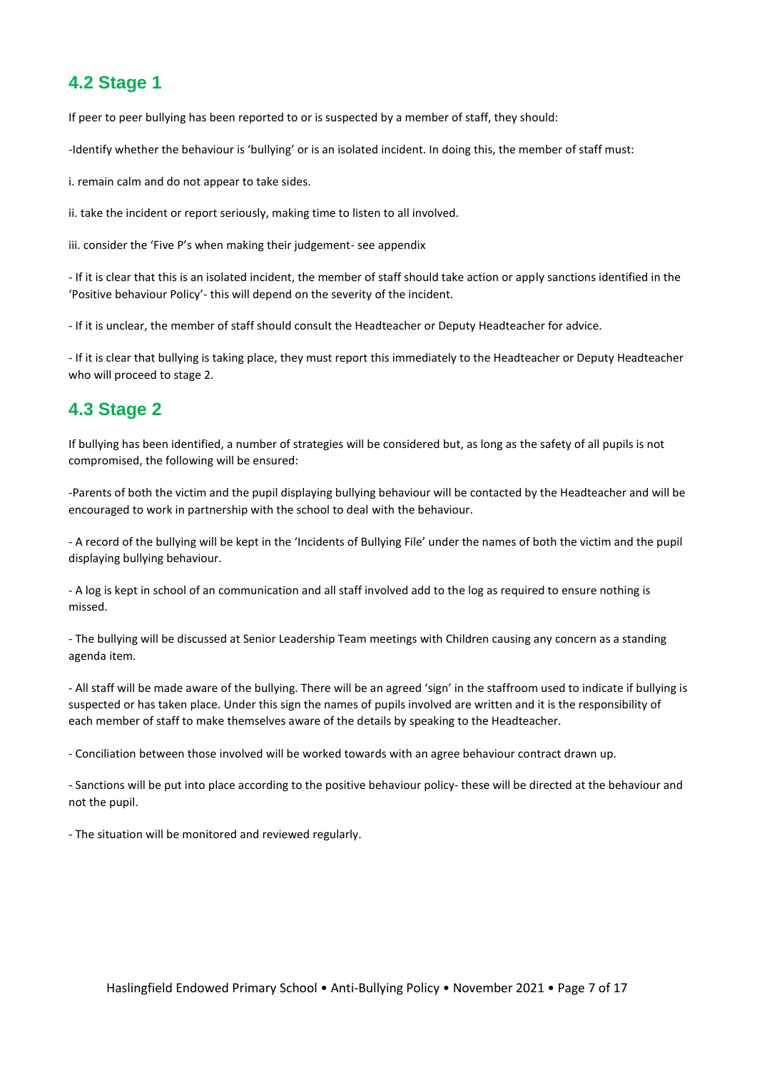## 4.2 Stage 1

If peer to peer bullying has been reported to or is suspected by a member of staff, they should:

-Identify whether the behaviour is 'bullying' or is an isolated incident. In doing this, the member of staff must:

i. remain calm and do not appear to take sides.

ii. take the incident or report seriously, making time to listen to all involved.

iii. consider the 'Five P's when making their judgement- see appendix

- If it is clear that this is an isolated incident, the member of staff should take action or apply sanctions identified in the 'Positive behaviour Policy'- this will depend on the severity of the incident.

- If it is unclear, the member of staff should consult the Headteacher or Deputy Headteacher for advice.

- If it is clear that bullying is taking place, they must report this immediately to the Headteacher or Deputy Headteacher who will proceed to stage 2.

## 4.3 Stage 2

If bullying has been identified, a number of strategies will be considered but, as long as the safety of all pupils is not compromised, the following will be ensured:

-Parents of both the victim and the pupil displaying bullying behaviour will be contacted by the Headteacher and will be encouraged to work in partnership with the school to deal with the behaviour.

- A record of the bullying will be kept in the 'Incidents of Bullying File' under the names of both the victim and the pupil displaying bullying behaviour.

- A log is kept in school of an communication and all staff involved add to the log as required to ensure nothing is missed.

- The bullying will be discussed at Senior Leadership Team meetings with Children causing any concern as a standing agenda item.

- All staff will be made aware of the bullying. There will be an agreed 'sign' in the staffroom used to indicate if bullying is suspected or has taken place. Under this sign the names of pupils involved are written and it is the responsibility of each member of staff to make themselves aware of the details by speaking to the Headteacher.

- Conciliation between those involved will be worked towards with an agree behaviour contract drawn up.

- Sanctions will be put into place according to the positive behaviour policy- these will be directed at the behaviour and not the pupil.

- The situation will be monitored and reviewed regularly.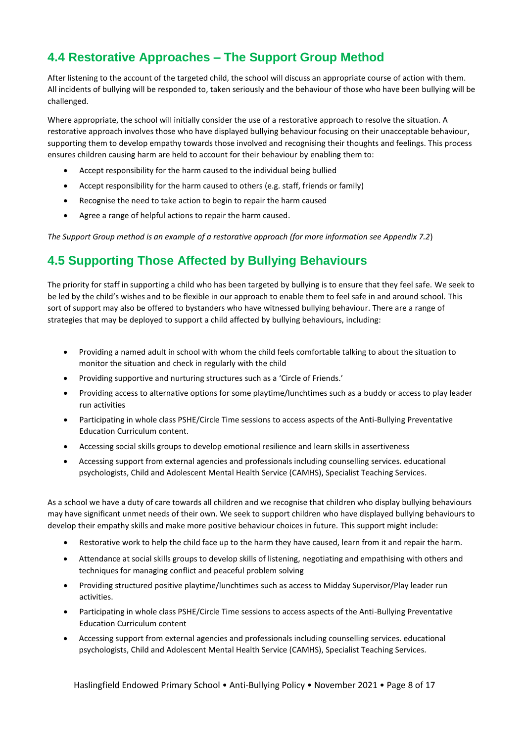## 4.4 Restorative Approaches – The Support Group Method

After listening to the account of the targeted child, the school will discuss an appropriate course of action with them. All incidents of bullying will be responded to, taken seriously and the behaviour of those who have been bullying will be challenged.

Where appropriate, the school will initially consider the use of a restorative approach to resolve the situation. A restorative approach involves those who have displayed bullying behaviour focusing on their unacceptable behaviour, supporting them to develop empathy towards those involved and recognising their thoughts and feelings. This process ensures children causing harm are held to account for their behaviour by enabling them to:

- Accept responsibility for the harm caused to the individual being bullied
- Accept responsibility for the harm caused to others (e.g. staff, friends or family)
- Recognise the need to take action to begin to repair the harm caused
- Agree a range of helpful actions to repair the harm caused.

*The Support Group method is an example of a restorative approach (for more information see Appendix 7.2*)

## 4.5 Supporting Those Affected by Bullying Behaviours

The priority for staff in supporting a child who has been targeted by bullying is to ensure that they feel safe. We seek to be led by the child's wishes and to be flexible in our approach to enable them to feel safe in and around school. This sort of support may also be offered to bystanders who have witnessed bullying behaviour. There are a range of strategies that may be deployed to support a child affected by bullying behaviours, including:

- Providing a named adult in school with whom the child feels comfortable talking to about the situation to monitor the situation and check in regularly with the child
- Providing supportive and nurturing structures such as a 'Circle of Friends.'
- Providing access to alternative options for some playtime/lunchtimes such as a buddy or access to play leader run activities
- Participating in whole class PSHE/Circle Time sessions to access aspects of the Anti-Bullying Preventative Education Curriculum content.
- Accessing social skills groups to develop emotional resilience and learn skills in assertiveness
- Accessing support from external agencies and professionals including counselling services. educational psychologists, Child and Adolescent Mental Health Service (CAMHS), Specialist Teaching Services.

As a school we have a duty of care towards all children and we recognise that children who display bullying behaviours may have significant unmet needs of their own. We seek to support children who have displayed bullying behaviours to develop their empathy skills and make more positive behaviour choices in future. This support might include:

- Restorative work to help the child face up to the harm they have caused, learn from it and repair the harm.
- Attendance at social skills groups to develop skills of listening, negotiating and empathising with others and techniques for managing conflict and peaceful problem solving
- Providing structured positive playtime/lunchtimes such as access to Midday Supervisor/Play leader run activities.
- Participating in whole class PSHE/Circle Time sessions to access aspects of the Anti-Bullying Preventative Education Curriculum content
- Accessing support from external agencies and professionals including counselling services. educational psychologists, Child and Adolescent Mental Health Service (CAMHS), Specialist Teaching Services.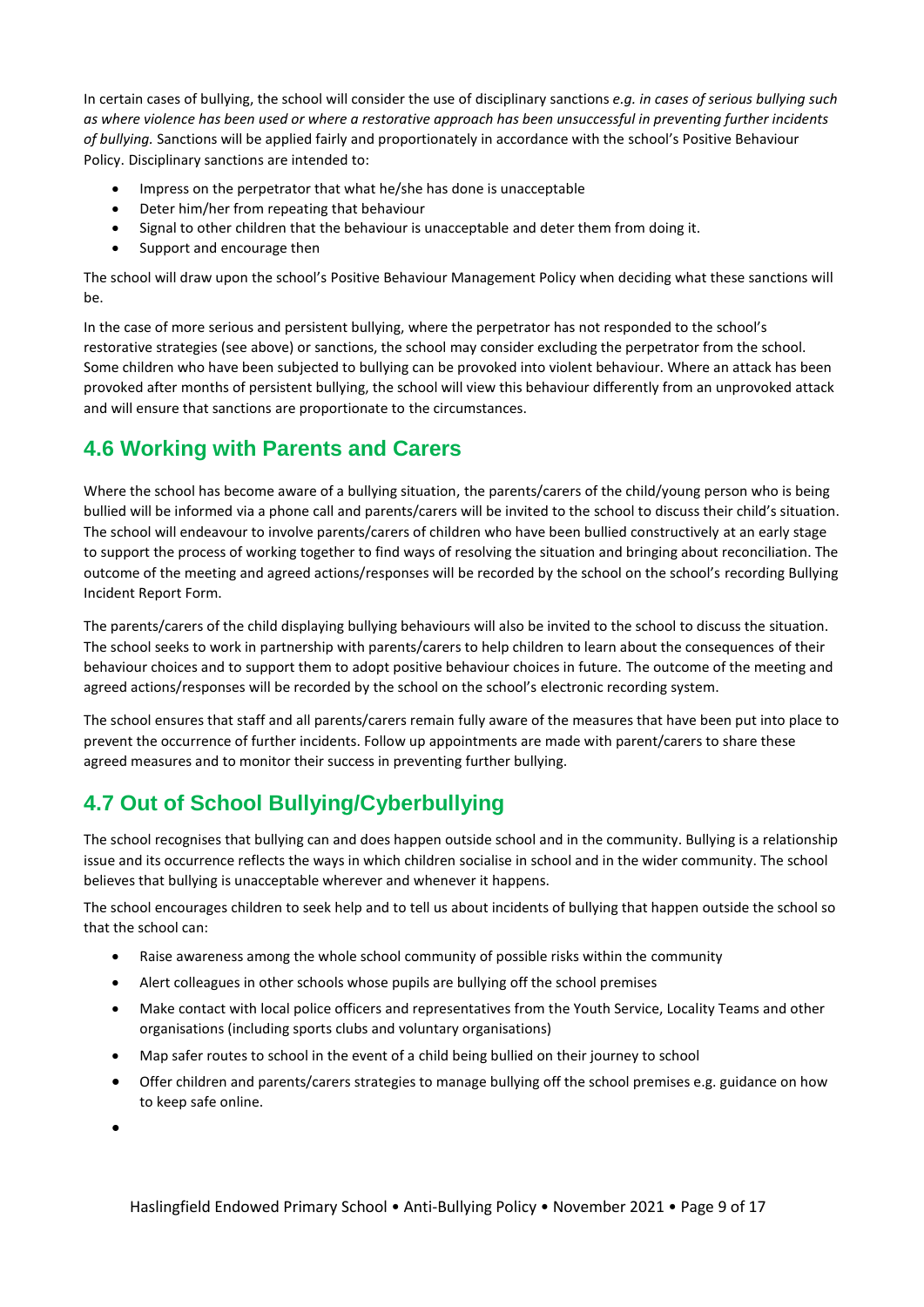In certain cases of bullying, the school will consider the use of disciplinary sanctions *e.g. in cases of serious bullying such as where violence has been used or where a restorative approach has been unsuccessful in preventing further incidents of bullying.* Sanctions will be applied fairly and proportionately in accordance with the school's Positive Behaviour Policy. Disciplinary sanctions are intended to:

- Impress on the perpetrator that what he/she has done is unacceptable
- Deter him/her from repeating that behaviour
- Signal to other children that the behaviour is unacceptable and deter them from doing it.
- Support and encourage then

The school will draw upon the school's Positive Behaviour Management Policy when deciding what these sanctions will be.

In the case of more serious and persistent bullying, where the perpetrator has not responded to the school's restorative strategies (see above) or sanctions, the school may consider excluding the perpetrator from the school. Some children who have been subjected to bullying can be provoked into violent behaviour. Where an attack has been provoked after months of persistent bullying, the school will view this behaviour differently from an unprovoked attack and will ensure that sanctions are proportionate to the circumstances.

## 4.6 Working with Parents and Carers

Where the school has become aware of a bullying situation, the parents/carers of the child/young person who is being bullied will be informed via a phone call and parents/carers will be invited to the school to discuss their child's situation. The school will endeavour to involve parents/carers of children who have been bullied constructively at an early stage to support the process of working together to find ways of resolving the situation and bringing about reconciliation. The outcome of the meeting and agreed actions/responses will be recorded by the school on the school's recording Bullying Incident Report Form.

The parents/carers of the child displaying bullying behaviours will also be invited to the school to discuss the situation. The school seeks to work in partnership with parents/carers to help children to learn about the consequences of their behaviour choices and to support them to adopt positive behaviour choices in future. The outcome of the meeting and agreed actions/responses will be recorded by the school on the school's electronic recording system.

The school ensures that staff and all parents/carers remain fully aware of the measures that have been put into place to prevent the occurrence of further incidents. Follow up appointments are made with parent/carers to share these agreed measures and to monitor their success in preventing further bullying.

## 4.7 Out of School Bullying/Cyberbullying

The school recognises that bullying can and does happen outside school and in the community. Bullying is a relationship issue and its occurrence reflects the ways in which children socialise in school and in the wider community. The school believes that bullying is unacceptable wherever and whenever it happens.

The school encourages children to seek help and to tell us about incidents of bullying that happen outside the school so that the school can:

- Raise awareness among the whole school community of possible risks within the community
- Alert colleagues in other schools whose pupils are bullying off the school premises
- Make contact with local police officers and representatives from the Youth Service, Locality Teams and other organisations (including sports clubs and voluntary organisations)
- Map safer routes to school in the event of a child being bullied on their journey to school
- Offer children and parents/carers strategies to manage bullying off the school premises e.g. guidance on how to keep safe online.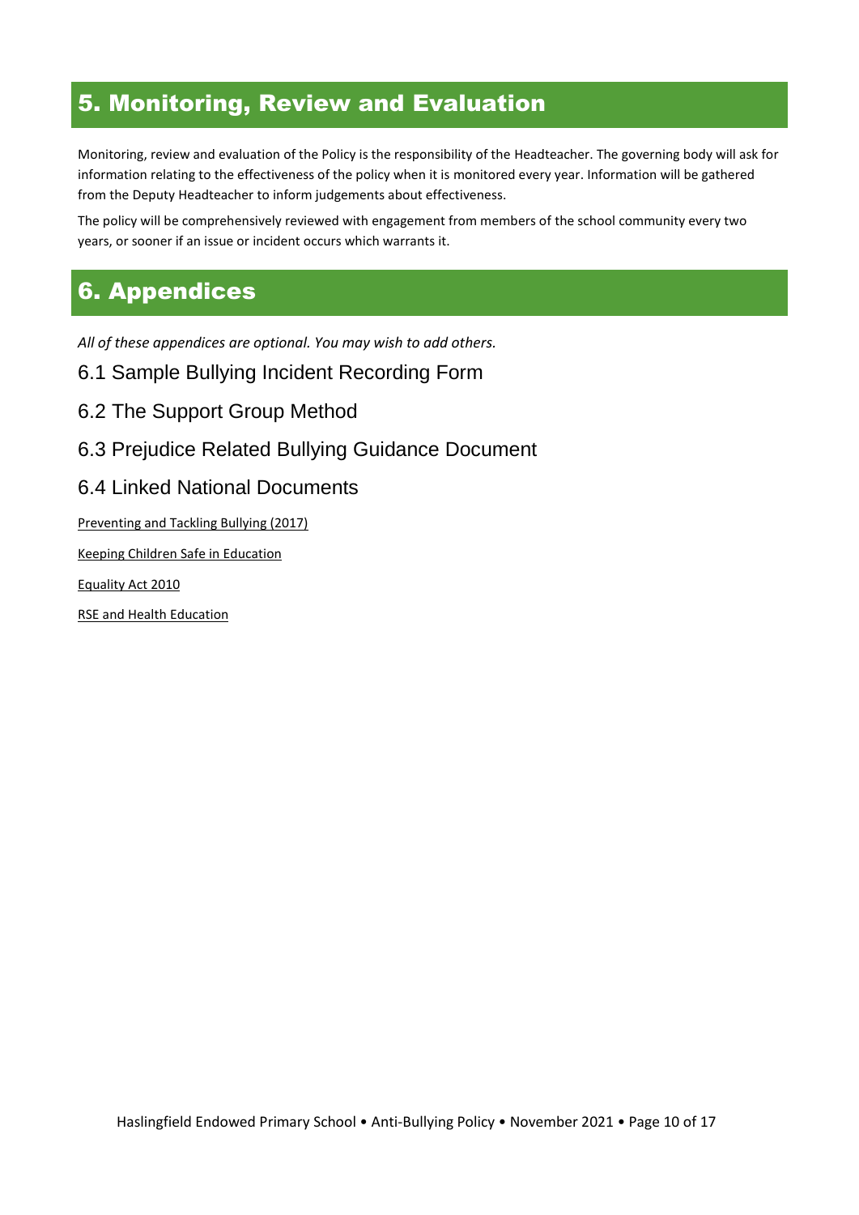## 5. Monitoring, Review and Evaluation

Monitoring, review and evaluation of the Policy is the responsibility of the Headteacher. The governing body will ask for information relating to the effectiveness of the policy when it is monitored every year. Information will be gathered from the Deputy Headteacher to inform judgements about effectiveness.

The policy will be comprehensively reviewed with engagement from members of the school community every two years, or sooner if an issue or incident occurs which warrants it.

## 6. Appendices

*All of these appendices are optional. You may wish to add others.*

### 6.1 Sample Bullying Incident Recording Form

### 6.2 The Support Group Method

### 6.3 Prejudice Related Bullying Guidance Document

### 6.4 Linked National Documents

Preventing and Tackling Bullying (2017)

Keeping Children Safe in Education

Equality Act 2010

RSE and Health Education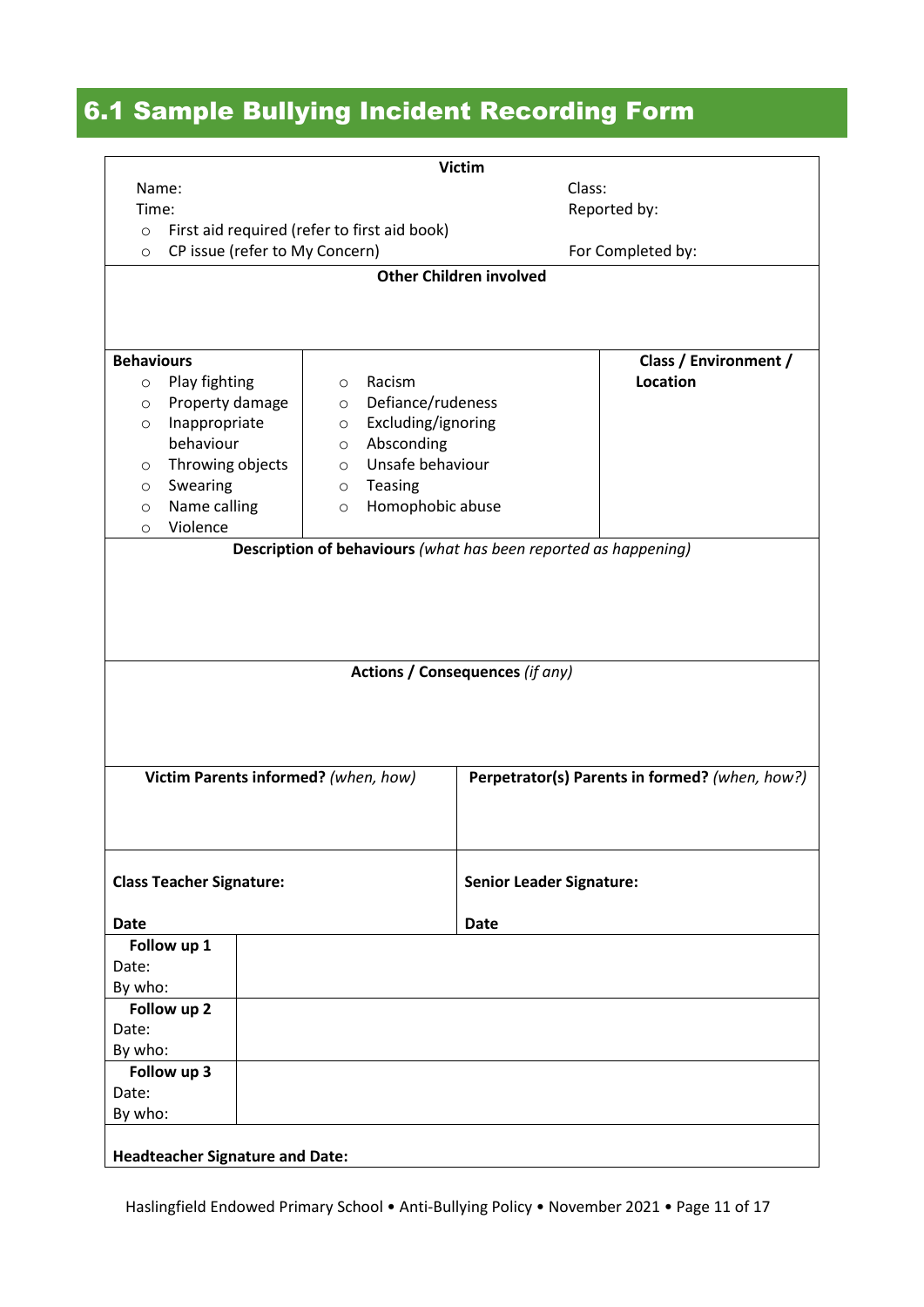## 6.1 Sample Bullying Incident Recording Form

**Victim**

Name: 

Class: 

Time: 

Reported by: 

- First aid required (refer to first aid book)
- CP issue (refer to My Concern)

For Completed by: 

**Other Children involved**

| **Behaviours** | | **Class / Environment / Location** |
|---|---|---|
| ○ Play fighting<br>○ Property damage<br>○ Inappropriate behaviour<br>○ Throwing objects<br>○ Swearing<br>○ Name calling<br>○ Violence | ○ Racism<br>○ Defiance/rudeness<br>○ Excluding/ignoring<br>○ Absconding<br>○ Unsafe behaviour<br>○ Teasing<br>○ Homophobic abuse | |

**Description of behaviours** *(what has been reported as happening)*

**Actions / Consequences** *(if any)*

| **Victim Parents informed?** *(when, how)* | **Perpetrator(s) Parents in formed?** *(when, how?)* |
|---|---|
| | |
| **Class Teacher Signature:**<br><br>**Date** | **Senior Leader Signature:**<br><br>**Date** |

| | |
|---|---|
| **Follow up 1**<br>Date:<br>By who: | |
| **Follow up 2**<br>Date:<br>By who: | |
| **Follow up 3**<br>Date:<br>By who: | |

**Headteacher Signature and Date:**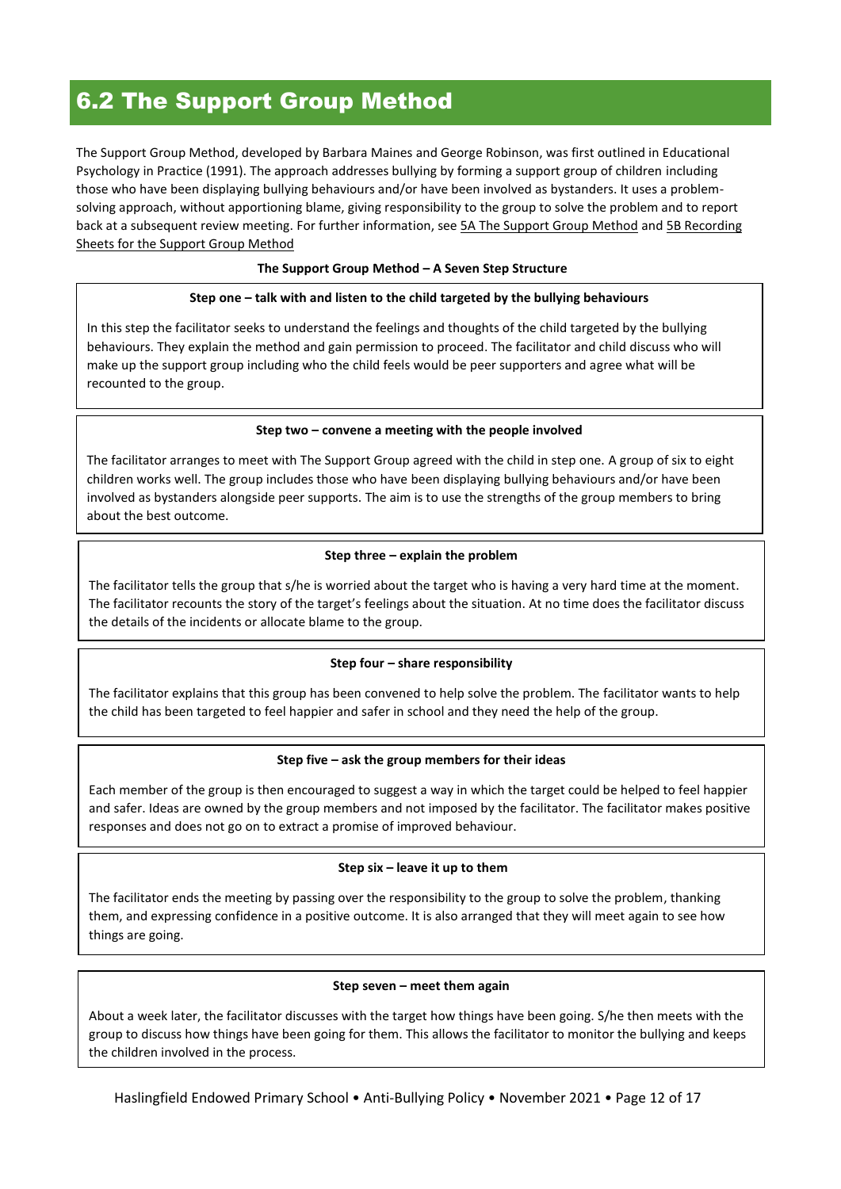## 6.2 The Support Group Method

The Support Group Method, developed by Barbara Maines and George Robinson, was first outlined in Educational Psychology in Practice (1991). The approach addresses bullying by forming a support group of children including those who have been displaying bullying behaviours and/or have been involved as bystanders. It uses a problem-solving approach, without apportioning blame, giving responsibility to the group to solve the problem and to report back at a subsequent review meeting. For further information, see 5A The Support Group Method and 5B Recording Sheets for the Support Group Method

**The Support Group Method – A Seven Step Structure**

**Step one – talk with and listen to the child targeted by the bullying behaviours**

In this step the facilitator seeks to understand the feelings and thoughts of the child targeted by the bullying behaviours. They explain the method and gain permission to proceed. The facilitator and child discuss who will make up the support group including who the child feels would be peer supporters and agree what will be recounted to the group.

**Step two – convene a meeting with the people involved**

The facilitator arranges to meet with The Support Group agreed with the child in step one. A group of six to eight children works well. The group includes those who have been displaying bullying behaviours and/or have been involved as bystanders alongside peer supports. The aim is to use the strengths of the group members to bring about the best outcome.

**Step three – explain the problem**

The facilitator tells the group that s/he is worried about the target who is having a very hard time at the moment. The facilitator recounts the story of the target's feelings about the situation. At no time does the facilitator discuss the details of the incidents or allocate blame to the group.

**Step four – share responsibility**

The facilitator explains that this group has been convened to help solve the problem. The facilitator wants to help the child has been targeted to feel happier and safer in school and they need the help of the group.

**Step five – ask the group members for their ideas**

Each member of the group is then encouraged to suggest a way in which the target could be helped to feel happier and safer. Ideas are owned by the group members and not imposed by the facilitator. The facilitator makes positive responses and does not go on to extract a promise of improved behaviour.

**Step six – leave it up to them**

The facilitator ends the meeting by passing over the responsibility to the group to solve the problem, thanking them, and expressing confidence in a positive outcome. It is also arranged that they will meet again to see how things are going.

**Step seven – meet them again**

About a week later, the facilitator discusses with the target how things have been going. S/he then meets with the group to discuss how things have been going for them. This allows the facilitator to monitor the bullying and keeps the children involved in the process.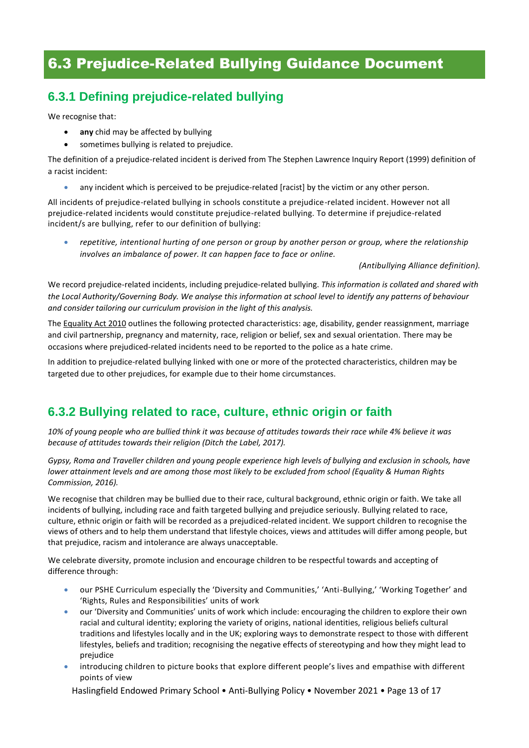# 6.3 Prejudice-Related Bullying Guidance Document

## 6.3.1 Defining prejudice-related bullying

We recognise that:

- **any** chid may be affected by bullying
- sometimes bullying is related to prejudice.

The definition of a prejudice-related incident is derived from The Stephen Lawrence Inquiry Report (1999) definition of a racist incident:

- any incident which is perceived to be prejudice-related [racist] by the victim or any other person.

All incidents of prejudice-related bullying in schools constitute a prejudice-related incident. However not all prejudice-related incidents would constitute prejudice-related bullying. To determine if prejudice-related incident/s are bullying, refer to our definition of bullying:

- *repetitive, intentional hurting of one person or group by another person or group, where the relationship involves an imbalance of power. It can happen face to face or online.*

*(Antibullying Alliance definition).*

We record prejudice-related incidents, including prejudice-related bullying. *This information is collated and shared with the Local Authority/Governing Body. We analyse this information at school level to identify any patterns of behaviour and consider tailoring our curriculum provision in the light of this analysis.*

The Equality Act 2010 outlines the following protected characteristics: age, disability, gender reassignment, marriage and civil partnership, pregnancy and maternity, race, religion or belief, sex and sexual orientation. There may be occasions where prejudiced-related incidents need to be reported to the police as a hate crime.

In addition to prejudice-related bullying linked with one or more of the protected characteristics, children may be targeted due to other prejudices, for example due to their home circumstances.

## 6.3.2 Bullying related to race, culture, ethnic origin or faith

*10% of young people who are bullied think it was because of attitudes towards their race while 4% believe it was because of attitudes towards their religion (Ditch the Label, 2017).*

*Gypsy, Roma and Traveller children and young people experience high levels of bullying and exclusion in schools, have lower attainment levels and are among those most likely to be excluded from school (Equality & Human Rights Commission, 2016).*

We recognise that children may be bullied due to their race, cultural background, ethnic origin or faith. We take all incidents of bullying, including race and faith targeted bullying and prejudice seriously. Bullying related to race, culture, ethnic origin or faith will be recorded as a prejudiced-related incident. We support children to recognise the views of others and to help them understand that lifestyle choices, views and attitudes will differ among people, but that prejudice, racism and intolerance are always unacceptable.

We celebrate diversity, promote inclusion and encourage children to be respectful towards and accepting of difference through:

- our PSHE Curriculum especially the 'Diversity and Communities,' 'Anti-Bullying,' 'Working Together' and 'Rights, Rules and Responsibilities' units of work
- our 'Diversity and Communities' units of work which include: encouraging the children to explore their own racial and cultural identity; exploring the variety of origins, national identities, religious beliefs cultural traditions and lifestyles locally and in the UK; exploring ways to demonstrate respect to those with different lifestyles, beliefs and tradition; recognising the negative effects of stereotyping and how they might lead to prejudice
- introducing children to picture books that explore different people's lives and empathise with different points of view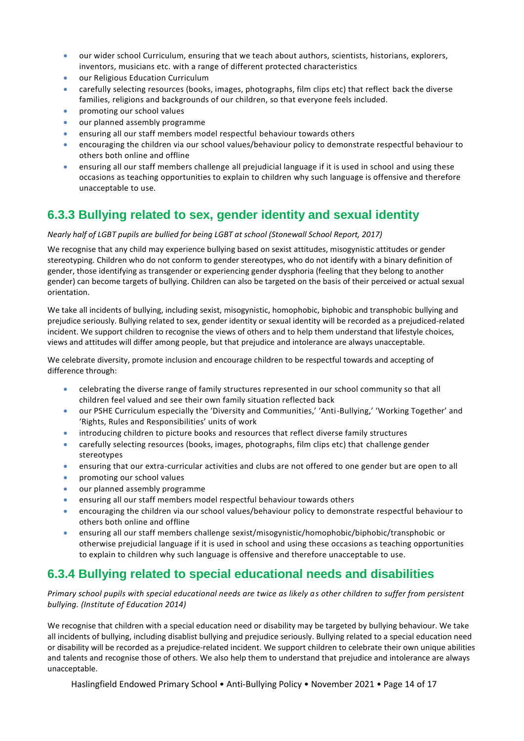- our wider school Curriculum, ensuring that we teach about authors, scientists, historians, explorers, inventors, musicians etc. with a range of different protected characteristics
- our Religious Education Curriculum
- carefully selecting resources (books, images, photographs, film clips etc) that reflect back the diverse families, religions and backgrounds of our children, so that everyone feels included.
- promoting our school values
- our planned assembly programme
- ensuring all our staff members model respectful behaviour towards others
- encouraging the children via our school values/behaviour policy to demonstrate respectful behaviour to others both online and offline
- ensuring all our staff members challenge all prejudicial language if it is used in school and using these occasions as teaching opportunities to explain to children why such language is offensive and therefore unacceptable to use.

## 6.3.3 Bullying related to sex, gender identity and sexual identity

*Nearly half of LGBT pupils are bullied for being LGBT at school (Stonewall School Report, 2017)*

We recognise that any child may experience bullying based on sexist attitudes, misogynistic attitudes or gender stereotyping. Children who do not conform to gender stereotypes, who do not identify with a binary definition of gender, those identifying as transgender or experiencing gender dysphoria (feeling that they belong to another gender) can become targets of bullying. Children can also be targeted on the basis of their perceived or actual sexual orientation.

We take all incidents of bullying, including sexist, misogynistic, homophobic, biphobic and transphobic bullying and prejudice seriously. Bullying related to sex, gender identity or sexual identity will be recorded as a prejudiced-related incident. We support children to recognise the views of others and to help them understand that lifestyle choices, views and attitudes will differ among people, but that prejudice and intolerance are always unacceptable.

We celebrate diversity, promote inclusion and encourage children to be respectful towards and accepting of difference through:

- celebrating the diverse range of family structures represented in our school community so that all children feel valued and see their own family situation reflected back
- our PSHE Curriculum especially the 'Diversity and Communities,' 'Anti-Bullying,' 'Working Together' and 'Rights, Rules and Responsibilities' units of work
- introducing children to picture books and resources that reflect diverse family structures
- carefully selecting resources (books, images, photographs, film clips etc) that challenge gender stereotypes
- ensuring that our extra-curricular activities and clubs are not offered to one gender but are open to all
- promoting our school values
- our planned assembly programme
- ensuring all our staff members model respectful behaviour towards others
- encouraging the children via our school values/behaviour policy to demonstrate respectful behaviour to others both online and offline
- ensuring all our staff members challenge sexist/misogynistic/homophobic/biphobic/transphobic or otherwise prejudicial language if it is used in school and using these occasions as teaching opportunities to explain to children why such language is offensive and therefore unacceptable to use.

## 6.3.4 Bullying related to special educational needs and disabilities

*Primary school pupils with special educational needs are twice as likely as other children to suffer from persistent bullying. (Institute of Education 2014)*

We recognise that children with a special education need or disability may be targeted by bullying behaviour. We take all incidents of bullying, including disablist bullying and prejudice seriously. Bullying related to a special education need or disability will be recorded as a prejudice-related incident. We support children to celebrate their own unique abilities and talents and recognise those of others. We also help them to understand that prejudice and intolerance are always unacceptable.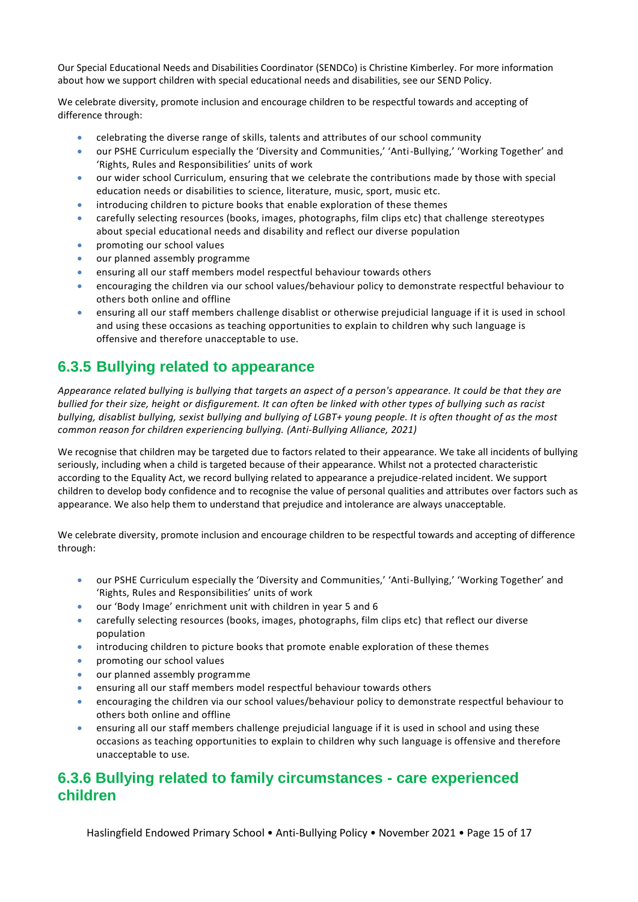Our Special Educational Needs and Disabilities Coordinator (SENDCo) is Christine Kimberley. For more information about how we support children with special educational needs and disabilities, see our SEND Policy.

We celebrate diversity, promote inclusion and encourage children to be respectful towards and accepting of difference through:

- celebrating the diverse range of skills, talents and attributes of our school community
- our PSHE Curriculum especially the 'Diversity and Communities,' 'Anti-Bullying,' 'Working Together' and 'Rights, Rules and Responsibilities' units of work
- our wider school Curriculum, ensuring that we celebrate the contributions made by those with special education needs or disabilities to science, literature, music, sport, music etc.
- introducing children to picture books that enable exploration of these themes
- carefully selecting resources (books, images, photographs, film clips etc) that challenge stereotypes about special educational needs and disability and reflect our diverse population
- promoting our school values
- our planned assembly programme
- ensuring all our staff members model respectful behaviour towards others
- encouraging the children via our school values/behaviour policy to demonstrate respectful behaviour to others both online and offline
- ensuring all our staff members challenge disablist or otherwise prejudicial language if it is used in school and using these occasions as teaching opportunities to explain to children why such language is offensive and therefore unacceptable to use.

## 6.3.5 Bullying related to appearance

*Appearance related bullying is bullying that targets an aspect of a person's appearance. It could be that they are bullied for their size, height or disfigurement. It can often be linked with other types of bullying such as racist bullying, disablist bullying, sexist bullying and bullying of LGBT+ young people. It is often thought of as the most common reason for children experiencing bullying. (Anti-Bullying Alliance, 2021)*

We recognise that children may be targeted due to factors related to their appearance. We take all incidents of bullying seriously, including when a child is targeted because of their appearance. Whilst not a protected characteristic according to the Equality Act, we record bullying related to appearance a prejudice-related incident. We support children to develop body confidence and to recognise the value of personal qualities and attributes over factors such as appearance. We also help them to understand that prejudice and intolerance are always unacceptable.

We celebrate diversity, promote inclusion and encourage children to be respectful towards and accepting of difference through:

- our PSHE Curriculum especially the 'Diversity and Communities,' 'Anti-Bullying,' 'Working Together' and 'Rights, Rules and Responsibilities' units of work
- our 'Body Image' enrichment unit with children in year 5 and 6
- carefully selecting resources (books, images, photographs, film clips etc) that reflect our diverse population
- introducing children to picture books that promote enable exploration of these themes
- promoting our school values
- our planned assembly programme
- ensuring all our staff members model respectful behaviour towards others
- encouraging the children via our school values/behaviour policy to demonstrate respectful behaviour to others both online and offline
- ensuring all our staff members challenge prejudicial language if it is used in school and using these occasions as teaching opportunities to explain to children why such language is offensive and therefore unacceptable to use.

## 6.3.6 Bullying related to family circumstances - care experienced children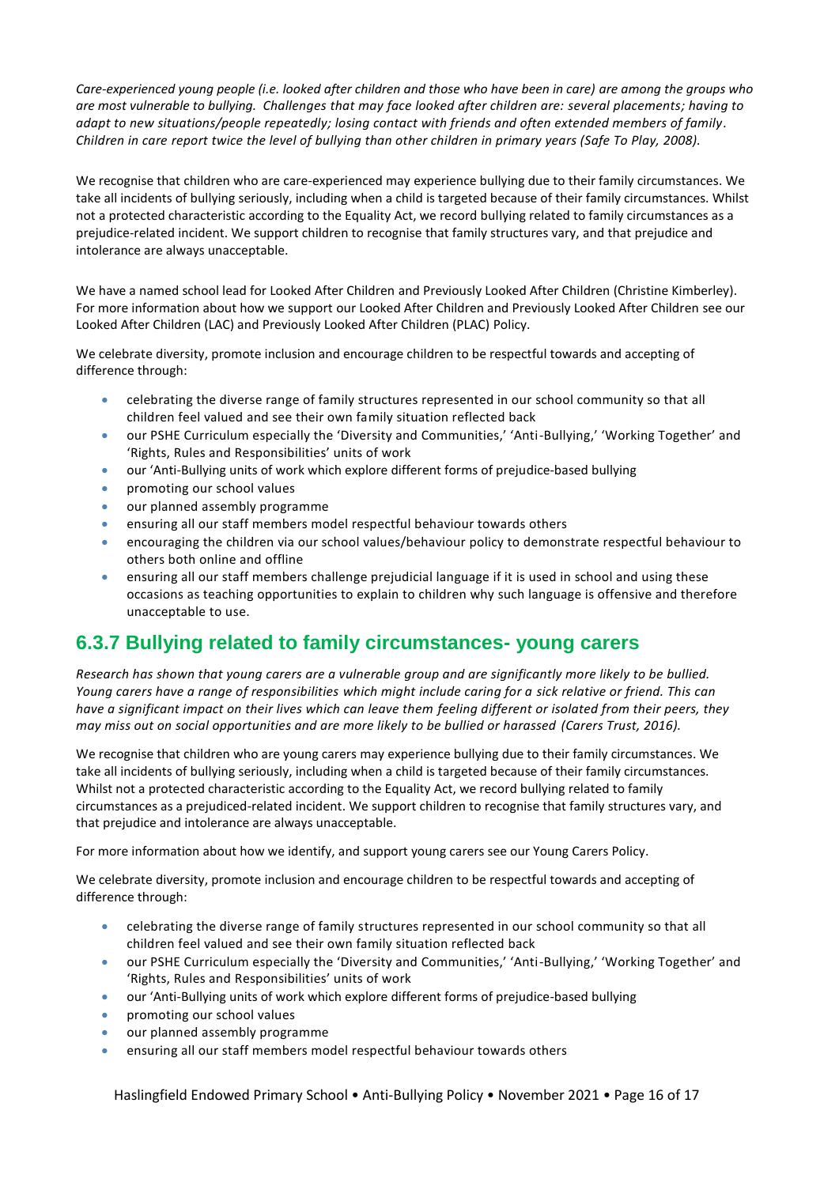*Care-experienced young people (i.e. looked after children and those who have been in care) are among the groups who are most vulnerable to bullying. Challenges that may face looked after children are: several placements; having to adapt to new situations/people repeatedly; losing contact with friends and often extended members of family. Children in care report twice the level of bullying than other children in primary years (Safe To Play, 2008).*

We recognise that children who are care-experienced may experience bullying due to their family circumstances. We take all incidents of bullying seriously, including when a child is targeted because of their family circumstances. Whilst not a protected characteristic according to the Equality Act, we record bullying related to family circumstances as a prejudice-related incident. We support children to recognise that family structures vary, and that prejudice and intolerance are always unacceptable.

We have a named school lead for Looked After Children and Previously Looked After Children (Christine Kimberley). For more information about how we support our Looked After Children and Previously Looked After Children see our Looked After Children (LAC) and Previously Looked After Children (PLAC) Policy.

We celebrate diversity, promote inclusion and encourage children to be respectful towards and accepting of difference through:

- celebrating the diverse range of family structures represented in our school community so that all children feel valued and see their own family situation reflected back
- our PSHE Curriculum especially the 'Diversity and Communities,' 'Anti-Bullying,' 'Working Together' and 'Rights, Rules and Responsibilities' units of work
- our 'Anti-Bullying units of work which explore different forms of prejudice-based bullying
- promoting our school values
- our planned assembly programme
- ensuring all our staff members model respectful behaviour towards others
- encouraging the children via our school values/behaviour policy to demonstrate respectful behaviour to others both online and offline
- ensuring all our staff members challenge prejudicial language if it is used in school and using these occasions as teaching opportunities to explain to children why such language is offensive and therefore unacceptable to use.

## 6.3.7 Bullying related to family circumstances- young carers

*Research has shown that young carers are a vulnerable group and are significantly more likely to be bullied. Young carers have a range of responsibilities which might include caring for a sick relative or friend. This can have a significant impact on their lives which can leave them feeling different or isolated from their peers, they may miss out on social opportunities and are more likely to be bullied or harassed (Carers Trust, 2016).*

We recognise that children who are young carers may experience bullying due to their family circumstances. We take all incidents of bullying seriously, including when a child is targeted because of their family circumstances. Whilst not a protected characteristic according to the Equality Act, we record bullying related to family circumstances as a prejudiced-related incident. We support children to recognise that family structures vary, and that prejudice and intolerance are always unacceptable.

For more information about how we identify, and support young carers see our Young Carers Policy.

We celebrate diversity, promote inclusion and encourage children to be respectful towards and accepting of difference through:

- celebrating the diverse range of family structures represented in our school community so that all children feel valued and see their own family situation reflected back
- our PSHE Curriculum especially the 'Diversity and Communities,' 'Anti-Bullying,' 'Working Together' and 'Rights, Rules and Responsibilities' units of work
- our 'Anti-Bullying units of work which explore different forms of prejudice-based bullying
- promoting our school values
- our planned assembly programme
- ensuring all our staff members model respectful behaviour towards others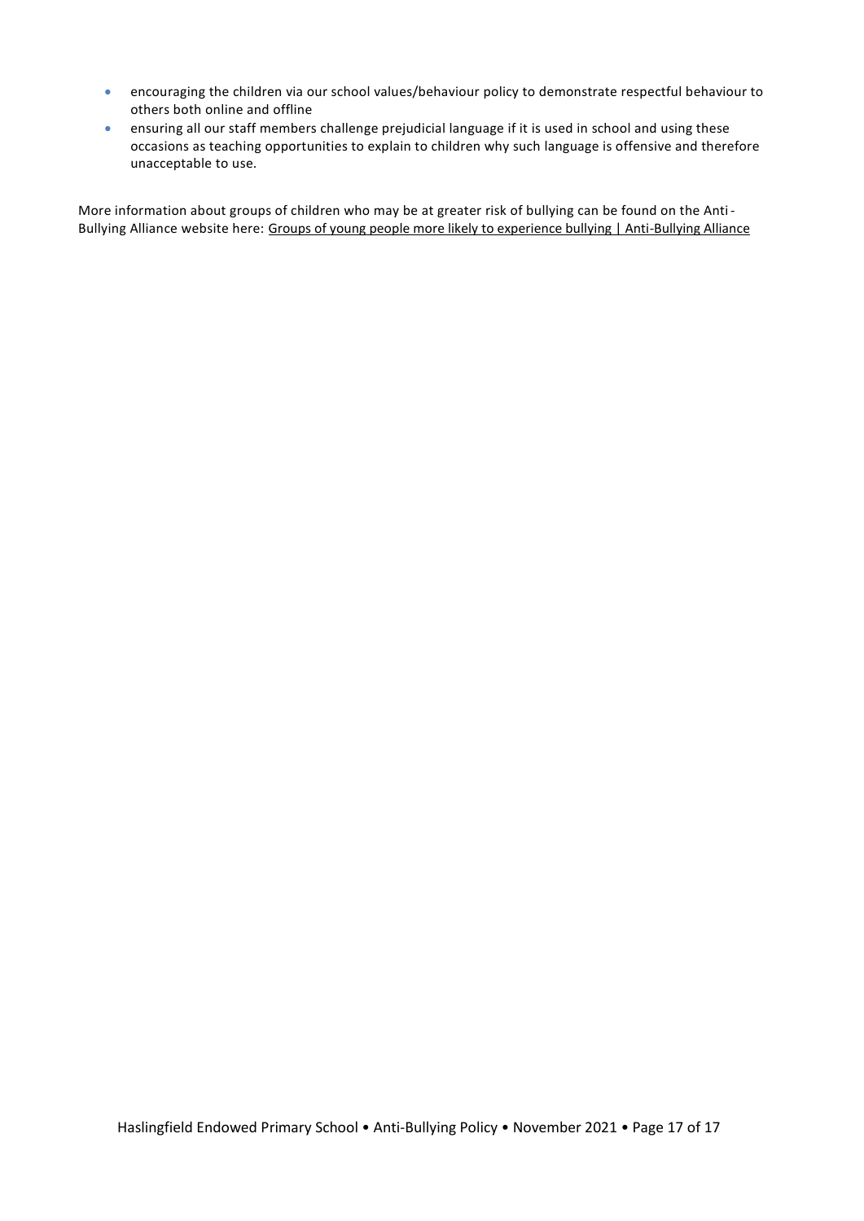- encouraging the children via our school values/behaviour policy to demonstrate respectful behaviour to others both online and offline
- ensuring all our staff members challenge prejudicial language if it is used in school and using these occasions as teaching opportunities to explain to children why such language is offensive and therefore unacceptable to use.

More information about groups of children who may be at greater risk of bullying can be found on the Anti-Bullying Alliance website here: Groups of young people more likely to experience bullying | Anti-Bullying Alliance